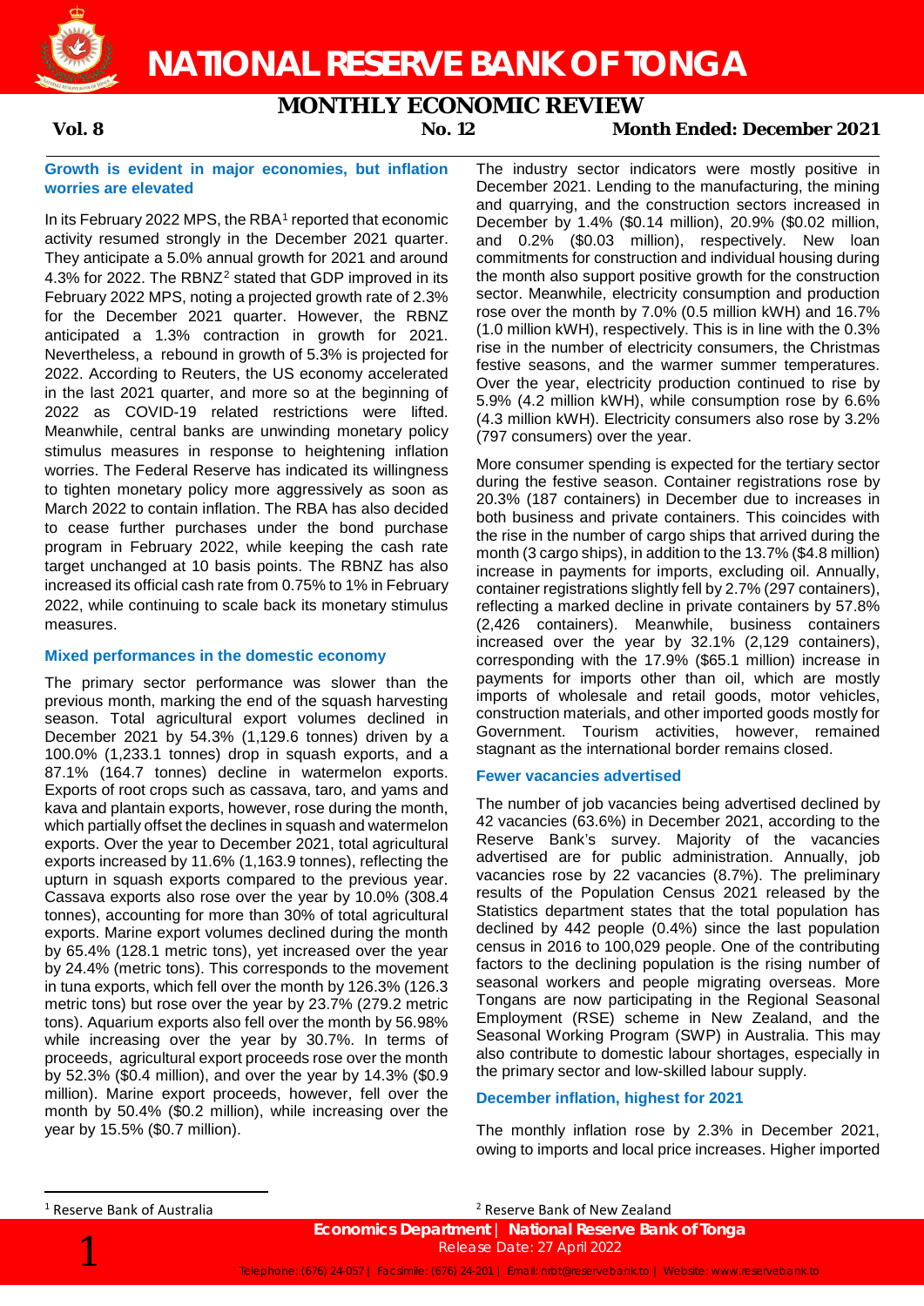# NATIONAL RESERVE BANK OF TONGA

## MONTHLY ECONOMIC REVIEW

**Vol. 8** **No. 12** **Month Ended: December 2021**

### Growth is evident in major economies, but inflation worries are elevated

In its February 2022 MPS, the RBA[1] reported that economic activity resumed strongly in the December 2021 quarter. They anticipate a 5.0% annual growth for 2021 and around 4.3% for 2022. The RBNZ[2] stated that GDP improved in its February 2022 MPS, noting a projected growth rate of 2.3% for the December 2021 quarter. However, the RBNZ anticipated a 1.3% contraction in growth for 2021. Nevertheless, a rebound in growth of 5.3% is projected for 2022. According to Reuters, the US economy accelerated in the last 2021 quarter, and more so at the beginning of 2022 as COVID-19 related restrictions were lifted. Meanwhile, central banks are unwinding monetary policy stimulus measures in response to heightening inflation worries. The Federal Reserve has indicated its willingness to tighten monetary policy more aggressively as soon as March 2022 to contain inflation. The RBA has also decided to cease further purchases under the bond purchase program in February 2022, while keeping the cash rate target unchanged at 10 basis points. The RBNZ has also increased its official cash rate from 0.75% to 1% in February 2022, while continuing to scale back its monetary stimulus measures.

### Mixed performances in the domestic economy

The primary sector performance was slower than the previous month, marking the end of the squash harvesting season. Total agricultural export volumes declined in December 2021 by 54.3% (1,129.6 tonnes) driven by a 100.0% (1,233.1 tonnes) drop in squash exports, and a 87.1% (164.7 tonnes) decline in watermelon exports. Exports of root crops such as cassava, taro, and yams and kava and plantain exports, however, rose during the month, which partially offset the declines in squash and watermelon exports. Over the year to December 2021, total agricultural exports increased by 11.6% (1,163.9 tonnes), reflecting the upturn in squash exports compared to the previous year. Cassava exports also rose over the year by 10.0% (308.4 tonnes), accounting for more than 30% of total agricultural exports. Marine export volumes declined during the month by 65.4% (128.1 metric tons), yet increased over the year by 24.4% (metric tons). This corresponds to the movement in tuna exports, which fell over the month by 126.3% (126.3 metric tons) but rose over the year by 23.7% (279.2 metric tons). Aquarium exports also fell over the month by 56.98% while increasing over the year by 30.7%. In terms of proceeds, agricultural export proceeds rose over the month by 52.3% ($0.4 million), and over the year by 14.3% ($0.9 million). Marine export proceeds, however, fell over the month by 50.4% ($0.2 million), while increasing over the year by 15.5% ($0.7 million).

The industry sector indicators were mostly positive in December 2021. Lending to the manufacturing, the mining and quarrying, and the construction sectors increased in December by 1.4% ($0.14 million), 20.9% ($0.02 million, and 0.2% ($0.03 million), respectively. New loan commitments for construction and individual housing during the month also support positive growth for the construction sector. Meanwhile, electricity consumption and production rose over the month by 7.0% (0.5 million kWH) and 16.7% (1.0 million kWH), respectively. This is in line with the 0.3% rise in the number of electricity consumers, the Christmas festive seasons, and the warmer summer temperatures. Over the year, electricity production continued to rise by 5.9% (4.2 million kWH), while consumption rose by 6.6% (4.3 million kWH). Electricity consumers also rose by 3.2% (797 consumers) over the year.

More consumer spending is expected for the tertiary sector during the festive season. Container registrations rose by 20.3% (187 containers) in December due to increases in both business and private containers. This coincides with the rise in the number of cargo ships that arrived during the month (3 cargo ships), in addition to the 13.7% ($4.8 million) increase in payments for imports, excluding oil. Annually, container registrations slightly fell by 2.7% (297 containers), reflecting a marked decline in private containers by 57.8% (2,426 containers). Meanwhile, business containers increased over the year by 32.1% (2,129 containers), corresponding with the 17.9% ($65.1 million) increase in payments for imports other than oil, which are mostly imports of wholesale and retail goods, motor vehicles, construction materials, and other imported goods mostly for Government. Tourism activities, however, remained stagnant as the international border remains closed.

### Fewer vacancies advertised

The number of job vacancies being advertised declined by 42 vacancies (63.6%) in December 2021, according to the Reserve Bank's survey. Majority of the vacancies advertised are for public administration. Annually, job vacancies rose by 22 vacancies (8.7%). The preliminary results of the Population Census 2021 released by the Statistics department states that the total population has declined by 442 people (0.4%) since the last population census in 2016 to 100,029 people. One of the contributing factors to the declining population is the rising number of seasonal workers and people migrating overseas. More Tongans are now participating in the Regional Seasonal Employment (RSE) scheme in New Zealand, and the Seasonal Working Program (SWP) in Australia. This may also contribute to domestic labour shortages, especially in the primary sector and low-skilled labour supply.

### December inflation, highest for 2021

The monthly inflation rose by 2.3% in December 2021, owing to imports and local price increases. Higher imported

---

[1] Reserve Bank of Australia

[2] Reserve Bank of New Zealand

**Economics Department | National Reserve Bank of Tonga**
Release Date: 27 April 2022
Telephone: (676) 24-057 | Facsimile: (676) 24-201 | Email: nrbt@reservebank.to | Website: www.reservebank.to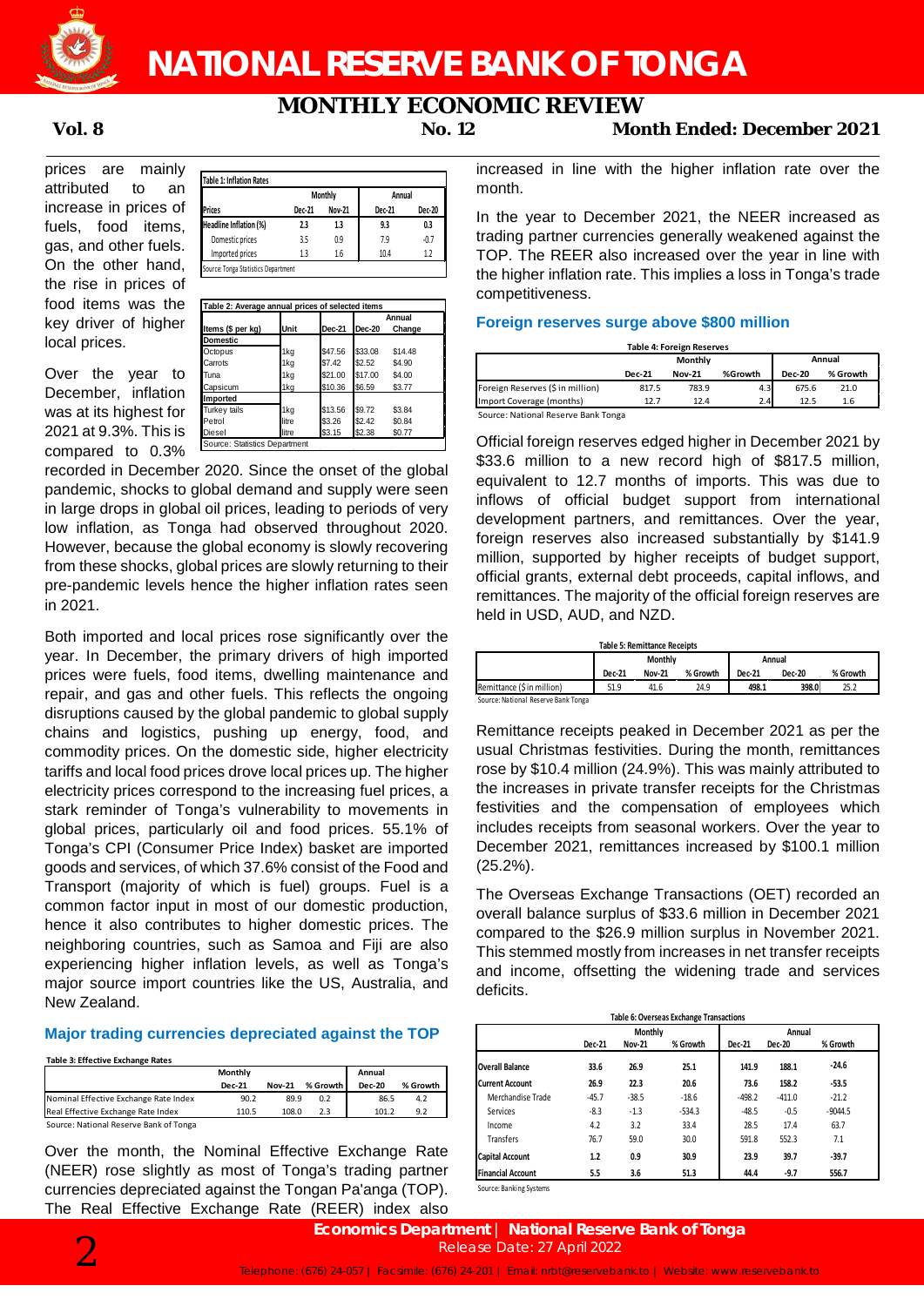prices are mainly attributed to an increase in prices of fuels, food items, gas, and other fuels. On the other hand, the rise in prices of food items was the key driver of higher local prices.

| Table 1: Inflation Rates | | | | |
|---|---|---|---|---|
| | Monthly | | Annual | |
| Prices | Dec-21 | Nov-21 | Dec-21 | Dec-20 |
| **Headline Inflation (%)** | **2.3** | **1.3** | **9.3** | **0.3** |
| Domestic prices | 3.5 | 0.9 | 7.9 | -0.7 |
| Imported prices | 1.3 | 1.6 | 10.4 | 1.2 |

Source: Tonga Statistics Department

| Table 2: Average annual prices of selected items | | | | |
|---|---|---|---|---|
| Items ($ per kg) | Unit | Dec-21 | Dec-20 | Annual Change |
| **Domestic** | | | | |
| Octopus | 1kg | $47.56 | $33.08 | $14.48 |
| Carrots | 1kg | $7.42 | $2.52 | $4.90 |
| Tuna | 1kg | $21.00 | $17.00 | $4.00 |
| Capsicum | 1kg | $10.36 | $6.59 | $3.77 |
| **Imported** | | | | |
| Turkey tails | 1kg | $13.56 | $9.72 | $3.84 |
| Petrol | litre | $3.26 | $2.42 | $0.84 |
| Diesel | litre | $3.15 | $2.38 | $0.77 |

Source: Statistics Department

Over the year to December, inflation was at its highest for 2021 at 9.3%. This is compared to 0.3% recorded in December 2020. Since the onset of the global pandemic, shocks to global demand and supply were seen in large drops in global oil prices, leading to periods of very low inflation, as Tonga had observed throughout 2020. However, because the global economy is slowly recovering from these shocks, global prices are slowly returning to their pre-pandemic levels hence the higher inflation rates seen in 2021.

Both imported and local prices rose significantly over the year. In December, the primary drivers of high imported prices were fuels, food items, dwelling maintenance and repair, and gas and other fuels. This reflects the ongoing disruptions caused by the global pandemic to global supply chains and logistics, pushing up energy, food, and commodity prices. On the domestic side, higher electricity tariffs and local food prices drove local prices up. The higher electricity prices correspond to the increasing fuel prices, a stark reminder of Tonga's vulnerability to movements in global prices, particularly oil and food prices. 55.1% of Tonga's CPI (Consumer Price Index) basket are imported goods and services, of which 37.6% consist of the Food and Transport (majority of which is fuel) groups. Fuel is a common factor input in most of our domestic production, hence it also contributes to higher domestic prices. The neighboring countries, such as Samoa and Fiji are also experiencing higher inflation levels, as well as Tonga's major source import countries like the US, Australia, and New Zealand.

### Major trading currencies depreciated against the TOP

**Table 3: Effective Exchange Rates**

| | Monthly | | | Annual | |
|---|---|---|---|---|---|
| | Dec-21 | Nov-21 | % Growth | Dec-20 | % Growth |
| Nominal Effective Exchange Rate Index | 90.2 | 89.9 | 0.2 | 86.5 | 4.2 |
| Real Effective Exchange Rate Index | 110.5 | 108.0 | 2.3 | 101.2 | 9.2 |

Source: National Reserve Bank of Tonga

Over the month, the Nominal Effective Exchange Rate (NEER) rose slightly as most of Tonga's trading partner currencies depreciated against the Tongan Pa'anga (TOP). The Real Effective Exchange Rate (REER) index also increased in line with the higher inflation rate over the month.

In the year to December 2021, the NEER increased as trading partner currencies generally weakened against the TOP. The REER also increased over the year in line with the higher inflation rate. This implies a loss in Tonga's trade competitiveness.

### Foreign reserves surge above $800 million

**Table 4: Foreign Reserves**

| | Monthly | | | Annual | |
|---|---|---|---|---|---|
| | Dec-21 | Nov-21 | %Growth | Dec-20 | % Growth |
| Foreign Reserves ($ in million) | 817.5 | 783.9 | 4.3 | 675.6 | 21.0 |
| Import Coverage (months) | 12.7 | 12.4 | 2.4 | 12.5 | 1.6 |

Source: National Reserve Bank Tonga

Official foreign reserves edged higher in December 2021 by $33.6 million to a new record high of $817.5 million, equivalent to 12.7 months of imports. This was due to inflows of official budget support from international development partners, and remittances. Over the year, foreign reserves also increased substantially by $141.9 million, supported by higher receipts of budget support, official grants, external debt proceeds, capital inflows, and remittances. The majority of the official foreign reserves are held in USD, AUD, and NZD.

**Table 5: Remittance Receipts**

| | Monthly | | | Annual | | |
|---|---|---|---|---|---|---|
| | Dec-21 | Nov-21 | % Growth | Dec-21 | Dec-20 | % Growth |
| Remittance ($ in million) | 51.9 | 41.6 | 24.9 | 498.1 | 398.0 | 25.2 |

Source: National Reserve Bank Tonga

Remittance receipts peaked in December 2021 as per the usual Christmas festivities. During the month, remittances rose by $10.4 million (24.9%). This was mainly attributed to the increases in private transfer receipts for the Christmas festivities and the compensation of employees which includes receipts from seasonal workers. Over the year to December 2021, remittances increased by $100.1 million (25.2%).

The Overseas Exchange Transactions (OET) recorded an overall balance surplus of $33.6 million in December 2021 compared to the $26.9 million surplus in November 2021. This stemmed mostly from increases in net transfer receipts and income, offsetting the widening trade and services deficits.

**Table 6: Overseas Exchange Transactions**

| | Monthly | | | Annual | | |
|---|---|---|---|---|---|---|
| | Dec-21 | Nov-21 | % Growth | Dec-21 | Dec-20 | % Growth |
| **Overall Balance** | **33.6** | **26.9** | **25.1** | **141.9** | **188.1** | **-24.6** |
| **Current Account** | **26.9** | **22.3** | **20.6** | **73.6** | **158.2** | **-53.5** |
| Merchandise Trade | -45.7 | -38.5 | -18.6 | -498.2 | -411.0 | -21.2 |
| Services | -8.3 | -1.3 | -534.3 | -48.5 | -0.5 | -9044.5 |
| Income | 4.2 | 3.2 | 33.4 | 28.5 | 17.4 | 63.7 |
| Transfers | 76.7 | 59.0 | 30.0 | 591.8 | 552.3 | 7.1 |
| **Capital Account** | **1.2** | **0.9** | **30.9** | **23.9** | **39.7** | **-39.7** |
| **Financial Account** | **5.5** | **3.6** | **51.3** | **44.4** | **-9.7** | **556.7** |

Source: Banking Systems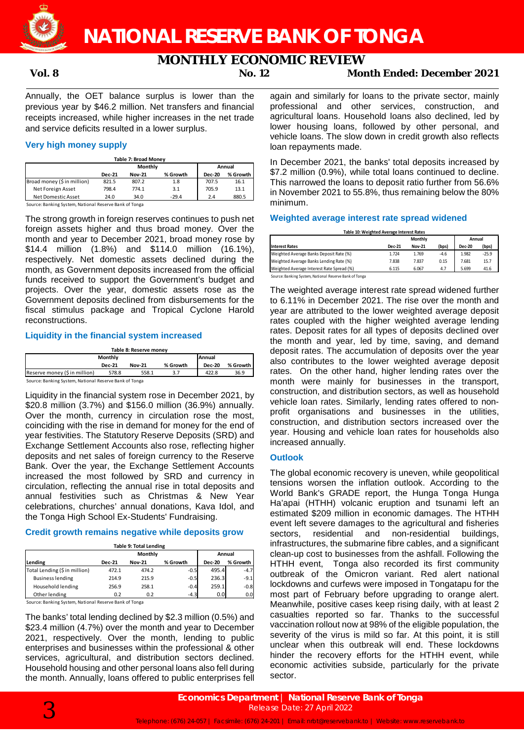Annually, the OET balance surplus is lower than the previous year by $46.2 million. Net transfers and financial receipts increased, while higher increases in the net trade and service deficits resulted in a lower surplus.

### Very high money supply

**Table 7: Broad Money**

| | Monthly | | | Annual | |
|---|---|---|---|---|---|
| | Dec-21 | Nov-21 | % Growth | Dec-20 | % Growth |
| Broad money ($ in million) | 821.5 | 807.2 | 1.8 | 707.5 | 16.1 |
| Net Foreign Asset | 798.4 | 774.1 | 3.1 | 705.9 | 13.1 |
| Net Domestic Asset | 24.0 | 34.0 | -29.4 | 2.4 | 880.5 |

Source: Banking System, National Reserve Bank of Tonga

The strong growth in foreign reserves continues to push net foreign assets higher and thus broad money. Over the month and year to December 2021, broad money rose by $14.4 million (1.8%) and $114.0 million (16.1%), respectively. Net domestic assets declined during the month, as Government deposits increased from the official funds received to support the Government's budget and projects. Over the year, domestic assets rose as the Government deposits declined from disbursements for the fiscal stimulus package and Tropical Cyclone Harold reconstructions.

### Liquidity in the financial system increased

**Table 8: Reserve money**

| | Monthly | | | Annual | |
|---|---|---|---|---|---|
| | Dec-21 | Nov-21 | % Growth | Dec-20 | % Growth |
| Reserve money ($ in million) | 578.8 | 558.1 | 3.7 | 422.8 | 36.9 |

Source: Banking System, National Reserve Bank of Tonga

Liquidity in the financial system rose in December 2021, by $20.8 million (3.7%) and $156.0 million (36.9%) annually. Over the month, currency in circulation rose the most, coinciding with the rise in demand for money for the end of year festivities. The Statutory Reserve Deposits (SRD) and Exchange Settlement Accounts also rose, reflecting higher deposits and net sales of foreign currency to the Reserve Bank. Over the year, the Exchange Settlement Accounts increased the most followed by SRD and currency in circulation, reflecting the annual rise in total deposits and annual festivities such as Christmas & New Year celebrations, churches' annual donations, Kava Idol, and the Tonga High School Ex-Students' Fundraising.

### Credit growth remains negative while deposits grow

**Table 9: Total Lending**

| | Monthly | | | Annual | |
|---|---|---|---|---|---|
| Lending | Dec-21 | Nov-21 | % Growth | Dec-20 | % Growth |
| Total Lending ($ in million) | 472.1 | 474.2 | -0.5 | 495.4 | -4.7 |
| Business lending | 214.9 | 215.9 | -0.5 | 236.3 | -9.1 |
| Household lending | 256.9 | 258.1 | -0.4 | 259.1 | -0.8 |
| Other lending | 0.2 | 0.2 | -4.3 | 0.0 | 0.0 |

Source: Banking System, National Reserve Bank of Tonga

The banks' total lending declined by $2.3 million (0.5%) and $23.4 million (4.7%) over the month and year to December 2021, respectively. Over the month, lending to public enterprises and businesses within the professional & other services, agricultural, and distribution sectors declined. Household housing and other personal loans also fell during the month. Annually, loans offered to public enterprises fell again and similarly for loans to the private sector, mainly professional and other services, construction, and agricultural loans. Household loans also declined, led by lower housing loans, followed by other personal, and vehicle loans. The slow down in credit growth also reflects loan repayments made.

In December 2021, the banks' total deposits increased by $7.2 million (0.9%), while total loans continued to decline. This narrowed the loans to deposit ratio further from 56.6% in November 2021 to 55.8%, thus remaining below the 80% minimum.

### Weighted average interest rate spread widened

**Table 10: Weighted Average Interest Rates**

| | Monthly | | | Annual | |
|---|---|---|---|---|---|
| Interest Rates | Dec-21 | Nov-21 | (bps) | Dec-20 | (bps) |
| Weighted Average Banks Deposit Rate (%) | 1.724 | 1.769 | -4.6 | 1.982 | -25.9 |
| Weighted Average Banks Lending Rate (%) | 7.838 | 7.837 | 0.15 | 7.681 | 15.7 |
| Weighted Average Interest Rate Spread (%) | 6.115 | 6.067 | 4.7 | 5.699 | 41.6 |

Source: Banking System, National Reserve Bank of Tonga

The weighted average interest rate spread widened further to 6.11% in December 2021. The rise over the month and year are attributed to the lower weighted average deposit rates coupled with the higher weighted average lending rates. Deposit rates for all types of deposits declined over the month and year, led by time, saving, and demand deposit rates. The accumulation of deposits over the year also contributes to the lower weighted average deposit rates. On the other hand, higher lending rates over the month were mainly for businesses in the transport, construction, and distribution sectors, as well as household vehicle loan rates. Similarly, lending rates offered to non-profit organisations and businesses in the utilities, construction, and distribution sectors increased over the year. Housing and vehicle loan rates for households also increased annually.

### Outlook

The global economic recovery is uneven, while geopolitical tensions worsen the inflation outlook. According to the World Bank's GRADE report, the Hunga Tonga Hunga Ha'apai (HTHH) volcanic eruption and tsunami left an estimated $209 million in economic damages. The HTHH event left severe damages to the agricultural and fisheries sectors, residential and non-residential buildings, infrastructures, the submarine fibre cables, and a significant clean-up cost to businesses from the ashfall. Following the HTHH event, Tonga also recorded its first community outbreak of the Omicron variant. Red alert national lockdowns and curfews were imposed in Tongatapu for the most part of February before upgrading to orange alert. Meanwhile, positive cases keep rising daily, with at least 2 casualties reported so far. Thanks to the successful vaccination rollout now at 98% of the eligible population, the severity of the virus is mild so far. At this point, it is still unclear when this outbreak will end. These lockdowns hinder the recovery efforts for the HTHH event, while economic activities subside, particularly for the private sector.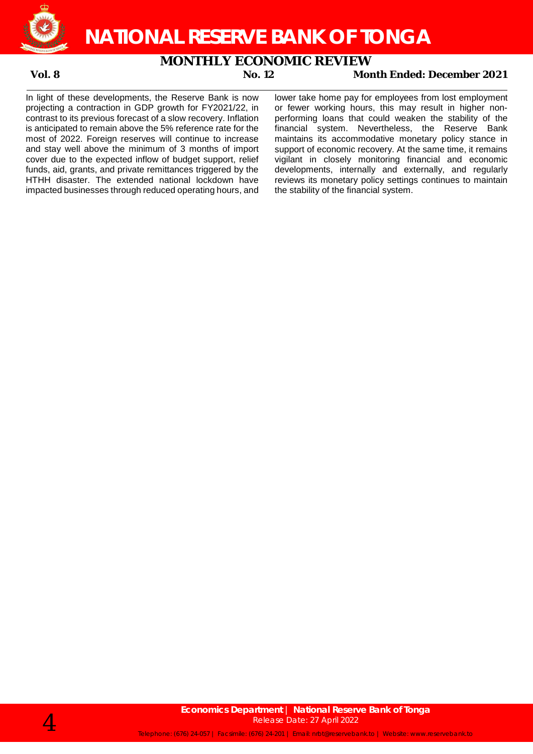In light of these developments, the Reserve Bank is now projecting a contraction in GDP growth for FY2021/22, in contrast to its previous forecast of a slow recovery. Inflation is anticipated to remain above the 5% reference rate for the most of 2022. Foreign reserves will continue to increase and stay well above the minimum of 3 months of import cover due to the expected inflow of budget support, relief funds, aid, grants, and private remittances triggered by the HTHH disaster. The extended national lockdown have impacted businesses through reduced operating hours, and lower take home pay for employees from lost employment or fewer working hours, this may result in higher non-performing loans that could weaken the stability of the financial system. Nevertheless, the Reserve Bank maintains its accommodative monetary policy stance in support of economic recovery. At the same time, it remains vigilant in closely monitoring financial and economic developments, internally and externally, and regularly reviews its monetary policy settings continues to maintain the stability of the financial system.